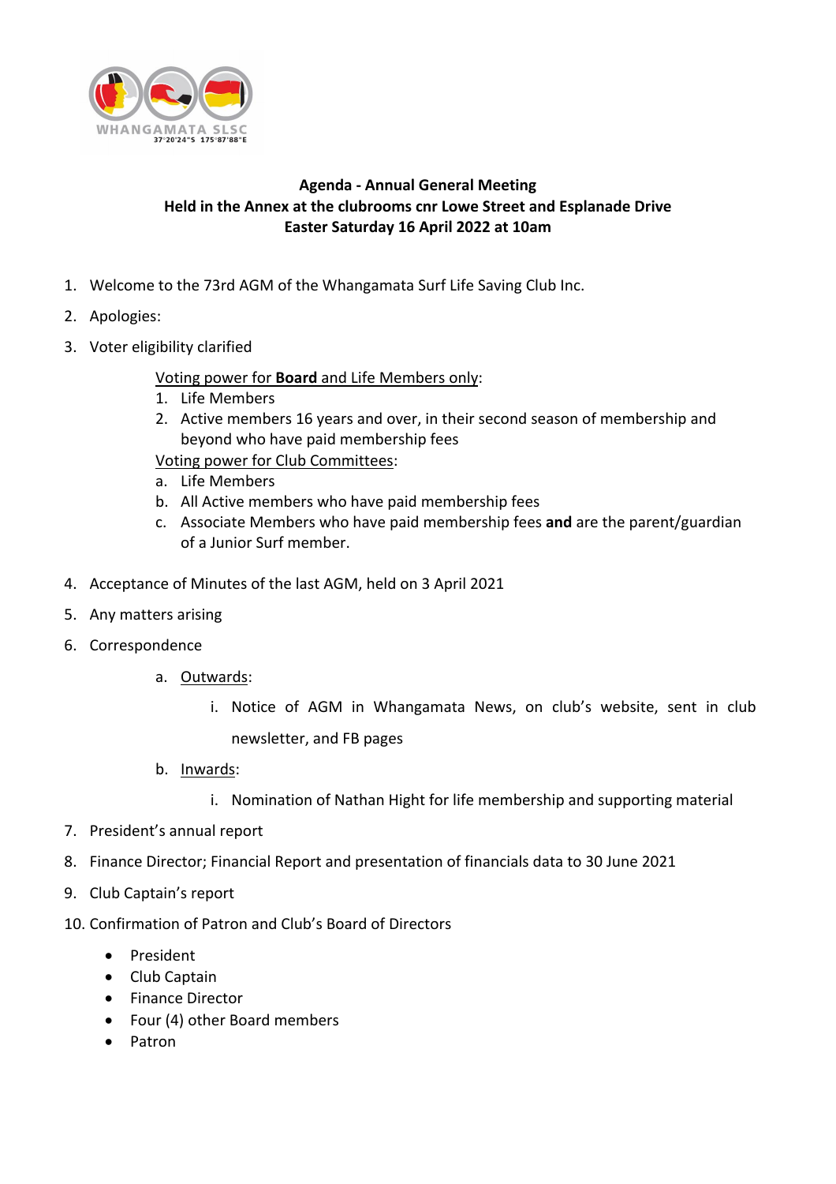WHANGAMATA SLSC
37°20'24"S 175°87'88"E

**Agenda - Annual General Meeting**
**Held in the Annex at the clubrooms cnr Lowe Street and Esplanade Drive**
**Easter Saturday 16 April 2022 at 10am**

1. Welcome to the 73rd AGM of the Whangamata Surf Life Saving Club Inc.
2. Apologies:
3. Voter eligibility clarified

   Voting power for **Board** and Life Members only:
   1. Life Members
   2. Active members 16 years and over, in their second season of membership and beyond who have paid membership fees

   Voting power for Club Committees:
   a. Life Members
   b. All Active members who have paid membership fees
   c. Associate Members who have paid membership fees **and** are the parent/guardian of a Junior Surf member.

4. Acceptance of Minutes of the last AGM, held on 3 April 2021
5. Any matters arising
6. Correspondence
   a. Outwards:
      i. Notice of AGM in Whangamata News, on club's website, sent in club newsletter, and FB pages
   b. Inwards:
      i. Nomination of Nathan Hight for life membership and supporting material
7. President's annual report
8. Finance Director; Financial Report and presentation of financials data to 30 June 2021
9. Club Captain's report
10. Confirmation of Patron and Club's Board of Directors
    - President
    - Club Captain
    - Finance Director
    - Four (4) other Board members
    - Patron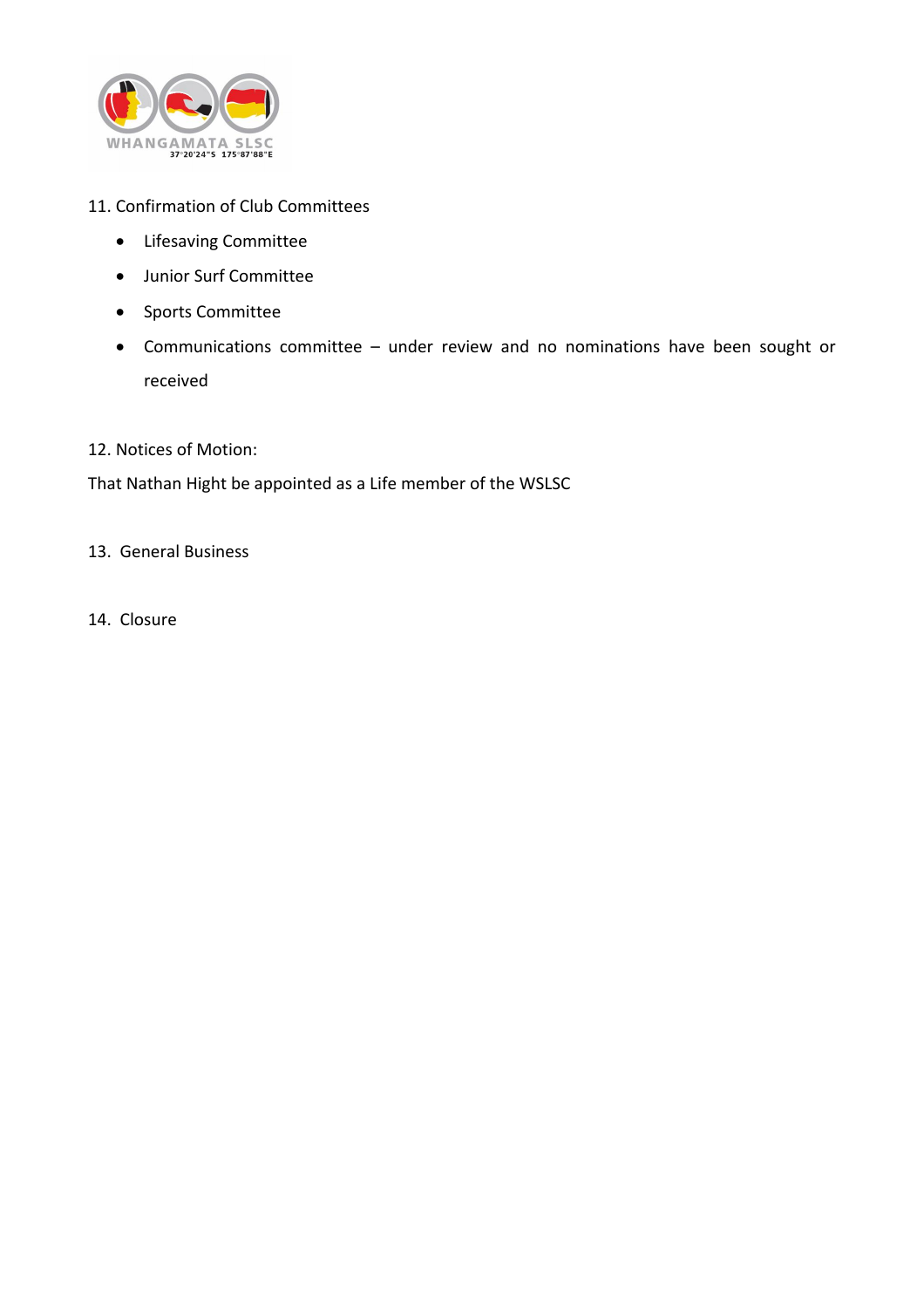11. Confirmation of Club Committees

- Lifesaving Committee
- Junior Surf Committee
- Sports Committee
- Communications committee – under review and no nominations have been sought or received

12. Notices of Motion:

That Nathan Hight be appointed as a Life member of the WSLSC

13. General Business

14. Closure